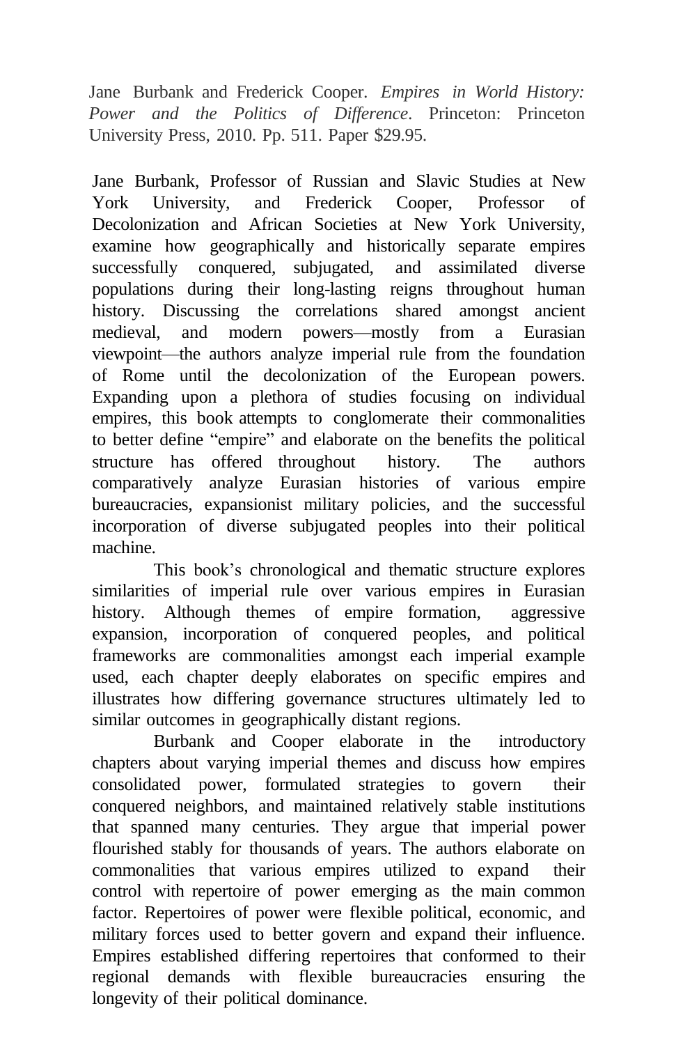Jane Burbank and Frederick Cooper. *Empires in World History: Power and the Politics of Difference*. Princeton: Princeton University Press, 2010. Pp. 511. Paper $29.95.

Jane Burbank, Professor of Russian and Slavic Studies at New York University, and Frederick Cooper, Professor of Decolonization and African Societies at New York University, examine how geographically and historically separate empires successfully conquered, subjugated, and assimilated diverse populations during their long-lasting reigns throughout human history. Discussing the correlations shared amongst ancient medieval, and modern powers—mostly from a Eurasian viewpoint—the authors analyze imperial rule from the foundation of Rome until the decolonization of the European powers. Expanding upon a plethora of studies focusing on individual empires, this book attempts to conglomerate their commonalities to better define "empire" and elaborate on the benefits the political structure has offered throughout history. The authors comparatively analyze Eurasian histories of various empire bureaucracies, expansionist military policies, and the successful incorporation of diverse subjugated peoples into their political machine.

This book's chronological and thematic structure explores similarities of imperial rule over various empires in Eurasian history. Although themes of empire formation, aggressive expansion, incorporation of conquered peoples, and political frameworks are commonalities amongst each imperial example used, each chapter deeply elaborates on specific empires and illustrates how differing governance structures ultimately led to similar outcomes in geographically distant regions.

Burbank and Cooper elaborate in the introductory chapters about varying imperial themes and discuss how empires consolidated power, formulated strategies to govern their conquered neighbors, and maintained relatively stable institutions that spanned many centuries. They argue that imperial power flourished stably for thousands of years. The authors elaborate on commonalities that various empires utilized to expand their control with repertoire of power emerging as the main common factor. Repertoires of power were flexible political, economic, and military forces used to better govern and expand their influence. Empires established differing repertoires that conformed to their regional demands with flexible bureaucracies ensuring the longevity of their political dominance.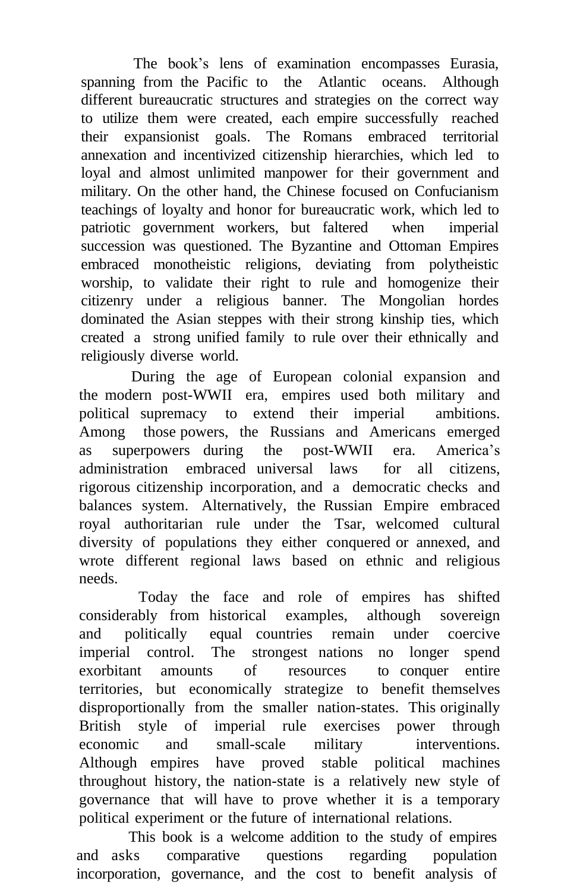The book's lens of examination encompasses Eurasia, spanning from the Pacific to the Atlantic oceans. Although different bureaucratic structures and strategies on the correct way to utilize them were created, each empire successfully reached their expansionist goals. The Romans embraced territorial annexation and incentivized citizenship hierarchies, which led to loyal and almost unlimited manpower for their government and military. On the other hand, the Chinese focused on Confucianism teachings of loyalty and honor for bureaucratic work, which led to patriotic government workers, but faltered when imperial succession was questioned. The Byzantine and Ottoman Empires embraced monotheistic religions, deviating from polytheistic worship, to validate their right to rule and homogenize their citizenry under a religious banner. The Mongolian hordes dominated the Asian steppes with their strong kinship ties, which created a strong unified family to rule over their ethnically and religiously diverse world.

During the age of European colonial expansion and the modern post-WWII era, empires used both military and political supremacy to extend their imperial ambitions. Among those powers, the Russians and Americans emerged as superpowers during the post-WWII era. America's administration embraced universal laws for all citizens, rigorous citizenship incorporation, and a democratic checks and balances system. Alternatively, the Russian Empire embraced royal authoritarian rule under the Tsar, welcomed cultural diversity of populations they either conquered or annexed, and wrote different regional laws based on ethnic and religious needs.

Today the face and role of empires has shifted considerably from historical examples, although sovereign and politically equal countries remain under coercive imperial control. The strongest nations no longer spend exorbitant amounts of resources to conquer entire territories, but economically strategize to benefit themselves disproportionally from the smaller nation-states. This originally British style of imperial rule exercises power through economic and small-scale military interventions. Although empires have proved stable political machines throughout history, the nation-state is a relatively new style of governance that will have to prove whether it is a temporary political experiment or the future of international relations.

This book is a welcome addition to the study of empires and asks comparative questions regarding population incorporation, governance, and the cost to benefit analysis of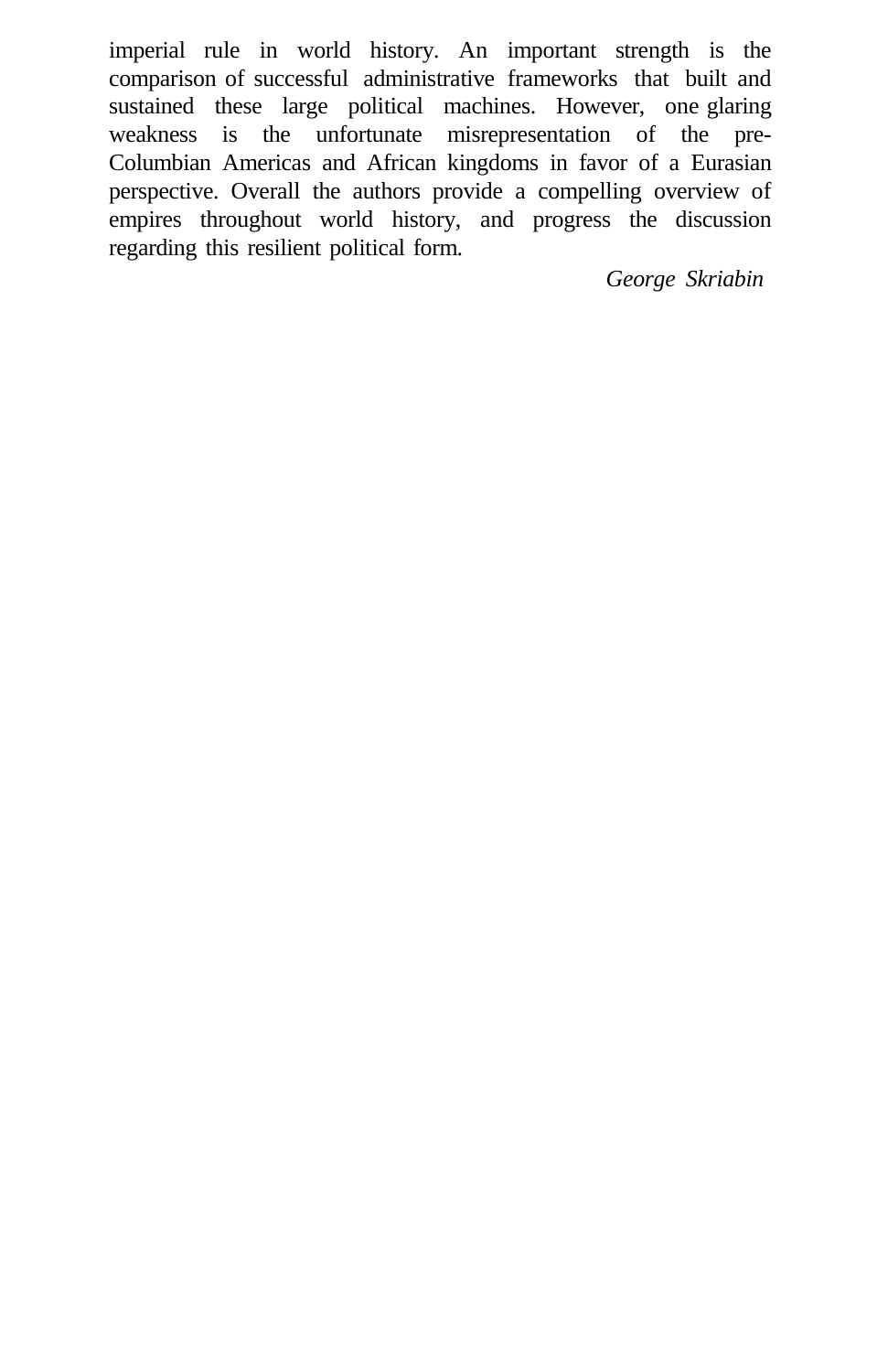imperial rule in world history. An important strength is the comparison of successful administrative frameworks that built and sustained these large political machines. However, one glaring weakness is the unfortunate misrepresentation of the pre-Columbian Americas and African kingdoms in favor of a Eurasian perspective. Overall the authors provide a compelling overview of empires throughout world history, and progress the discussion regarding this resilient political form.

*George Skriabin*